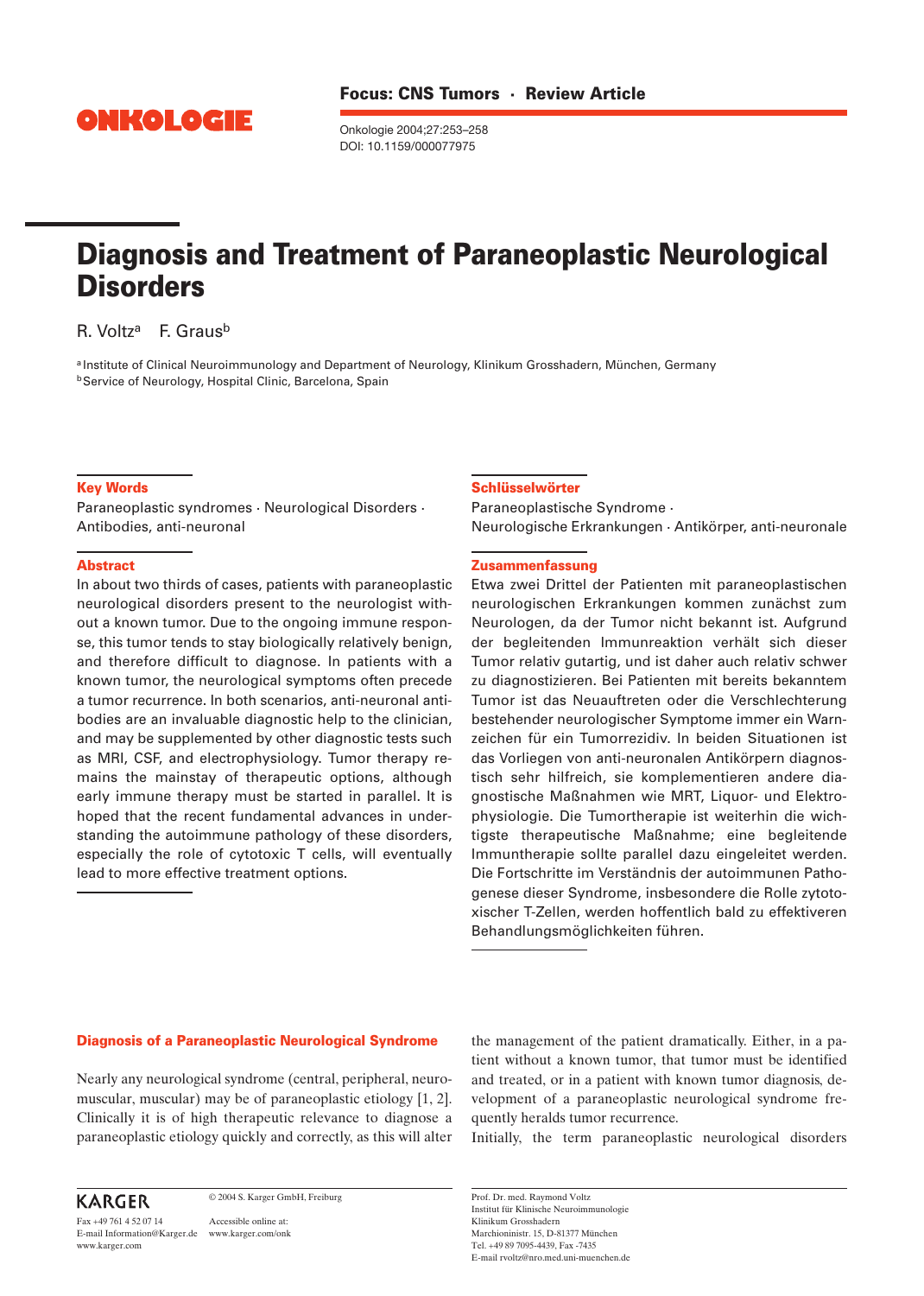Focus: CNS Tumors · Review Article

# Diagnosis and Treatment of Paraneoplastic Neurological Disorders

R. Voltz[a] F. Graus[b]

[a] Institute of Clinical Neuroimmunology and Department of Neurology, Klinikum Grosshadern, München, Germany
[b] Service of Neurology, Hospital Clinic, Barcelona, Spain

## Key Words

Paraneoplastic syndromes · Neurological Disorders · Antibodies, anti-neuronal

## Abstract

In about two thirds of cases, patients with paraneoplastic neurological disorders present to the neurologist without a known tumor. Due to the ongoing immune response, this tumor tends to stay biologically relatively benign, and therefore difficult to diagnose. In patients with a known tumor, the neurological symptoms often precede a tumor recurrence. In both scenarios, anti-neuronal antibodies are an invaluable diagnostic help to the clinician, and may be supplemented by other diagnostic tests such as MRI, CSF, and electrophysiology. Tumor therapy remains the mainstay of therapeutic options, although early immune therapy must be started in parallel. It is hoped that the recent fundamental advances in understanding the autoimmune pathology of these disorders, especially the role of cytotoxic T cells, will eventually lead to more effective treatment options.

## Schlüsselwörter

Paraneoplastische Syndrome · Neurologische Erkrankungen · Antikörper, anti-neuronale

## Zusammenfassung

Etwa zwei Drittel der Patienten mit paraneoplastischen neurologischen Erkrankungen kommen zunächst zum Neurologen, da der Tumor nicht bekannt ist. Aufgrund der begleitenden Immunreaktion verhält sich dieser Tumor relativ gutartig, und ist daher auch relativ schwer zu diagnostizieren. Bei Patienten mit bereits bekanntem Tumor ist das Neuauftreten oder die Verschlechterung bestehender neurologischer Symptome immer ein Warnzeichen für ein Tumorrezidiv. In beiden Situationen ist das Vorliegen von anti-neuronalen Antikörpern diagnostisch sehr hilfreich, sie komplementieren andere diagnostische Maßnahmen wie MRT, Liquor- und Elektrophysiologie. Die Tumortherapie ist weiterhin die wichtigste therapeutische Maßnahme; eine begleitende Immuntherapie sollte parallel dazu eingeleitet werden. Die Fortschritte im Verständnis der autoimmunen Pathogenese dieser Syndrome, insbesondere die Rolle zytotoxischer T-Zellen, werden hoffentlich bald zu effektiveren Behandlungsmöglichkeiten führen.

## Diagnosis of a Paraneoplastic Neurological Syndrome

Nearly any neurological syndrome (central, peripheral, neuromuscular, muscular) may be of paraneoplastic etiology [1, 2]. Clinically it is of high therapeutic relevance to diagnose a paraneoplastic etiology quickly and correctly, as this will alter the management of the patient dramatically. Either, in a patient without a known tumor, that tumor must be identified and treated, or in a patient with known tumor diagnosis, development of a paraneoplastic neurological syndrome frequently heralds tumor recurrence.

Initially, the term paraneoplastic neurological disorders

KARGER

Fax +49 761 4 52 07 14
E-mail Information@Karger.de
www.karger.com

© 2004 S. Karger GmbH, Freiburg

Accessible online at:
www.karger.com/onk

Prof. Dr. med. Raymond Voltz
Institut für Klinische Neuroimmunologie
Klinikum Grosshadern
Marchioninistr. 15, D-81377 München
Tel. +49 89 7095-4439, Fax -7435
E-mail rvoltz@nro.med.uni-muenchen.de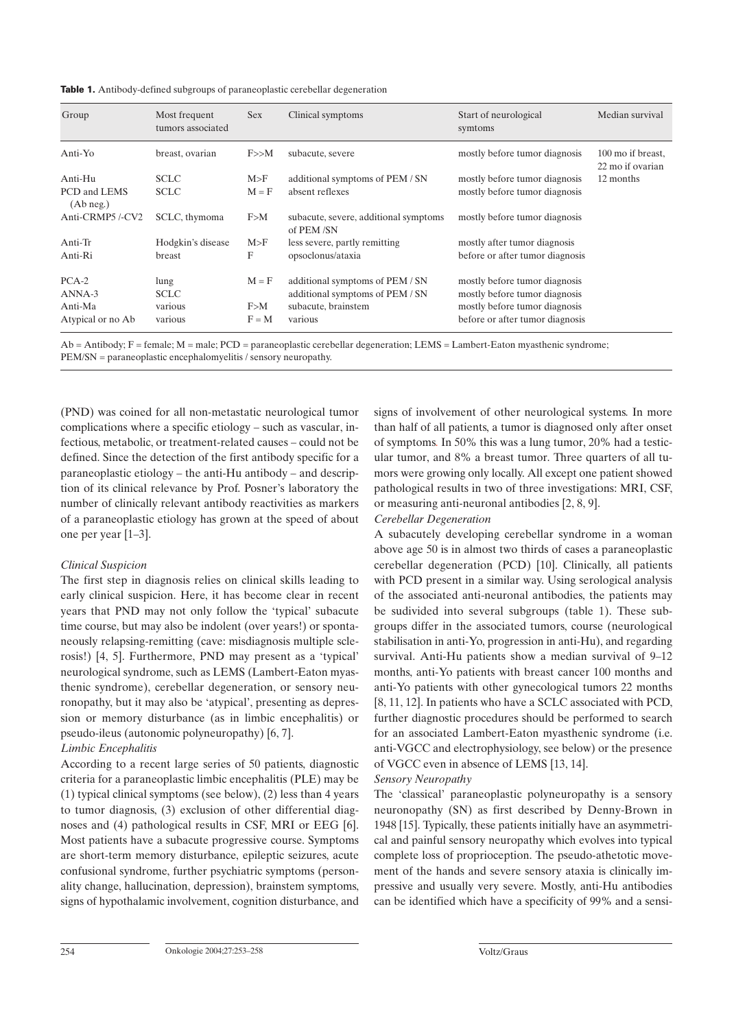**Table 1.** Antibody-defined subgroups of paraneoplastic cerebellar degeneration

| Group | Most frequent tumors associated | Sex | Clinical symptoms | Start of neurological symtoms | Median survival |
|---|---|---|---|---|---|
| Anti-Yo | breast, ovarian | F>>M | subacute, severe | mostly before tumor diagnosis | 100 mo if breast, 22 mo if ovarian |
| Anti-Hu | SCLC | M>F | additional symptoms of PEM / SN | mostly before tumor diagnosis | 12 months |
| PCD and LEMS (Ab neg.) | SCLC | M = F | absent reflexes | mostly before tumor diagnosis | |
| Anti-CRMP5 /-CV2 | SCLC, thymoma | F>M | subacute, severe, additional symptoms of PEM /SN | mostly before tumor diagnosis | |
| Anti-Tr | Hodgkin's disease | M>F | less severe, partly remitting | mostly after tumor diagnosis | |
| Anti-Ri | breast | F | opsoclonus/ataxia | before or after tumor diagnosis | |
| PCA-2 | lung | M = F | additional symptoms of PEM / SN | mostly before tumor diagnosis | |
| ANNA-3 | SCLC | | additional symptoms of PEM / SN | mostly before tumor diagnosis | |
| Anti-Ma | various | F>M | subacute, brainstem | mostly before tumor diagnosis | |
| Atypical or no Ab | various | F = M | various | before or after tumor diagnosis | |

Ab = Antibody; F = female; M = male; PCD = paraneoplastic cerebellar degeneration; LEMS = Lambert-Eaton myasthenic syndrome; PEM/SN = paraneoplastic encephalomyelitis / sensory neuropathy.

(PND) was coined for all non-metastatic neurological tumor complications where a specific etiology – such as vascular, infectious, metabolic, or treatment-related causes – could not be defined. Since the detection of the first antibody specific for a paraneoplastic etiology – the anti-Hu antibody – and description of its clinical relevance by Prof. Posner's laboratory the number of clinically relevant antibody reactivities as markers of a paraneoplastic etiology has grown at the speed of about one per year [1–3].

*Clinical Suspicion*

The first step in diagnosis relies on clinical skills leading to early clinical suspicion. Here, it has become clear in recent years that PND may not only follow the 'typical' subacute time course, but may also be indolent (over years!) or spontaneously relapsing-remitting (cave: misdiagnosis multiple sclerosis!) [4, 5]. Furthermore, PND may present as a 'typical' neurological syndrome, such as LEMS (Lambert-Eaton myasthenic syndrome), cerebellar degeneration, or sensory neuronopathy, but it may also be 'atypical', presenting as depression or memory disturbance (as in limbic encephalitis) or pseudo-ileus (autonomic polyneuropathy) [6, 7].

*Limbic Encephalitis*

According to a recent large series of 50 patients, diagnostic criteria for a paraneoplastic limbic encephalitis (PLE) may be (1) typical clinical symptoms (see below), (2) less than 4 years to tumor diagnosis, (3) exclusion of other differential diagnoses and (4) pathological results in CSF, MRI or EEG [6]. Most patients have a subacute progressive course. Symptoms are short-term memory disturbance, epileptic seizures, acute confusional syndrome, further psychiatric symptoms (personality change, hallucination, depression), brainstem symptoms, signs of hypothalamic involvement, cognition disturbance, and signs of involvement of other neurological systems. In more than half of all patients, a tumor is diagnosed only after onset of symptoms. In 50% this was a lung tumor, 20% had a testicular tumor, and 8% a breast tumor. Three quarters of all tumors were growing only locally. All except one patient showed pathological results in two of three investigations: MRI, CSF, or measuring anti-neuronal antibodies [2, 8, 9].

*Cerebellar Degeneration*

A subacutely developing cerebellar syndrome in a woman above age 50 is in almost two thirds of cases a paraneoplastic cerebellar degeneration (PCD) [10]. Clinically, all patients with PCD present in a similar way. Using serological analysis of the associated anti-neuronal antibodies, the patients may be sudivided into several subgroups (table 1). These subgroups differ in the associated tumors, course (neurological stabilisation in anti-Yo, progression in anti-Hu), and regarding survival. Anti-Hu patients show a median survival of 9–12 months, anti-Yo patients with breast cancer 100 months and anti-Yo patients with other gynecological tumors 22 months [8, 11, 12]. In patients who have a SCLC associated with PCD, further diagnostic procedures should be performed to search for an associated Lambert-Eaton myasthenic syndrome (i.e. anti-VGCC and electrophysiology, see below) or the presence of VGCC even in absence of LEMS [13, 14].

*Sensory Neuropathy*

The 'classical' paraneoplastic polyneuropathy is a sensory neuronopathy (SN) as first described by Denny-Brown in 1948 [15]. Typically, these patients initially have an asymmetrical and painful sensory neuropathy which evolves into typical complete loss of proprioception. The pseudo-athetotic movement of the hands and severe sensory ataxia is clinically impressive and usually very severe. Mostly, anti-Hu antibodies can be identified which have a specificity of 99% and a sensi-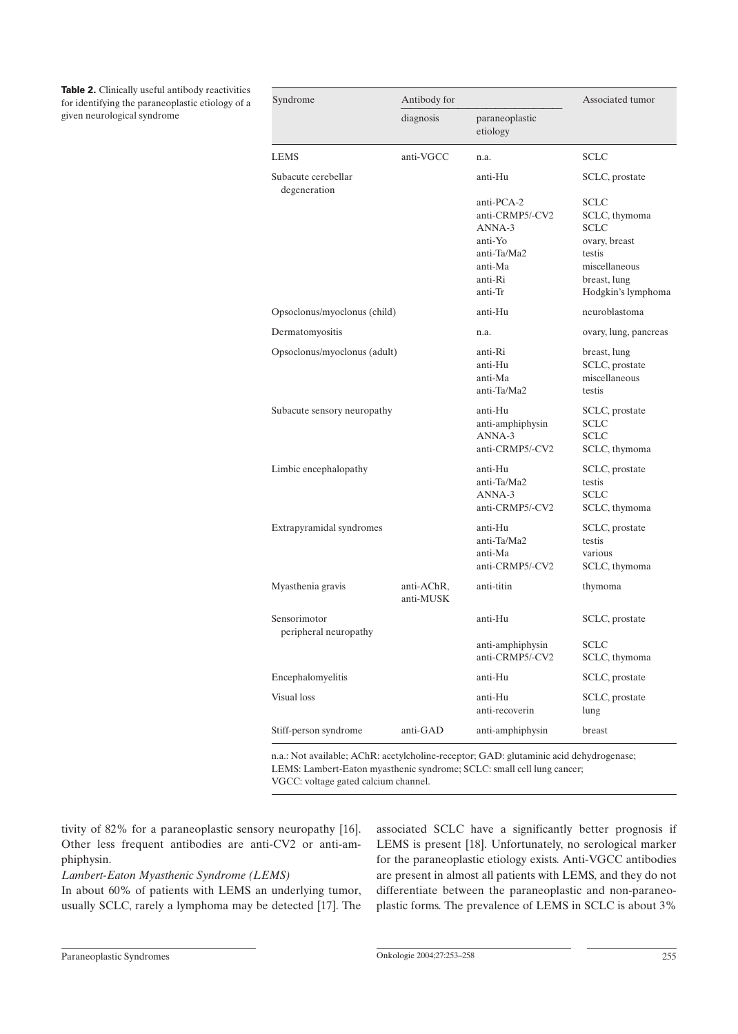**Table 2.** Clinically useful antibody reactivities for identifying the paraneoplastic etiology of a given neurological syndrome

| Syndrome | Antibody for | | Associated tumor |
|---|---|---|---|
| | diagnosis | paraneoplastic etiology | |
| LEMS | anti-VGCC | n.a. | SCLC |
| Subacute cerebellar degeneration | | anti-Hu | SCLC, prostate |
| | | anti-PCA-2 | SCLC |
| | | anti-CRMP5/-CV2 | SCLC, thymoma |
| | | ANNA-3 | SCLC |
| | | anti-Yo | ovary, breast |
| | | anti-Ta/Ma2 | testis |
| | | anti-Ma | miscellaneous |
| | | anti-Ri | breast, lung |
| | | anti-Tr | Hodgkin's lymphoma |
| Opsoclonus/myoclonus (child) | | anti-Hu | neuroblastoma |
| Dermatomyositis | | n.a. | ovary, lung, pancreas |
| Opsoclonus/myoclonus (adult) | | anti-Ri | breast, lung |
| | | anti-Hu | SCLC, prostate |
| | | anti-Ma | miscellaneous |
| | | anti-Ta/Ma2 | testis |
| Subacute sensory neuropathy | | anti-Hu | SCLC, prostate |
| | | anti-amphiphysin | SCLC |
| | | ANNA-3 | SCLC |
| | | anti-CRMP5/-CV2 | SCLC, thymoma |
| Limbic encephalopathy | | anti-Hu | SCLC, prostate |
| | | anti-Ta/Ma2 | testis |
| | | ANNA-3 | SCLC |
| | | anti-CRMP5/-CV2 | SCLC, thymoma |
| Extrapyramidal syndromes | | anti-Hu | SCLC, prostate |
| | | anti-Ta/Ma2 | testis |
| | | anti-Ma | various |
| | | anti-CRMP5/-CV2 | SCLC, thymoma |
| Myasthenia gravis | anti-AChR, anti-MUSK | anti-titin | thymoma |
| Sensorimotor peripheral neuropathy | | anti-Hu | SCLC, prostate |
| | | anti-amphiphysin | SCLC |
| | | anti-CRMP5/-CV2 | SCLC, thymoma |
| Encephalomyelitis | | anti-Hu | SCLC, prostate |
| Visual loss | | anti-Hu | SCLC, prostate |
| | | anti-recoverin | lung |
| Stiff-person syndrome | anti-GAD | anti-amphiphysin | breast |

n.a.: Not available; AChR: acetylcholine-receptor; GAD: glutaminic acid dehydrogenase; LEMS: Lambert-Eaton myasthenic syndrome; SCLC: small cell lung cancer; VGCC: voltage gated calcium channel.

tivity of 82% for a paraneoplastic sensory neuropathy [16]. Other less frequent antibodies are anti-CV2 or anti-amphiphysin.

*Lambert-Eaton Myasthenic Syndrome (LEMS)*

In about 60% of patients with LEMS an underlying tumor, usually SCLC, rarely a lymphoma may be detected [17]. The associated SCLC have a significantly better prognosis if LEMS is present [18]. Unfortunately, no serological marker for the paraneoplastic etiology exists. Anti-VGCC antibodies are present in almost all patients with LEMS, and they do not differentiate between the paraneoplastic and non-paraneoplastic forms. The prevalence of LEMS in SCLC is about 3%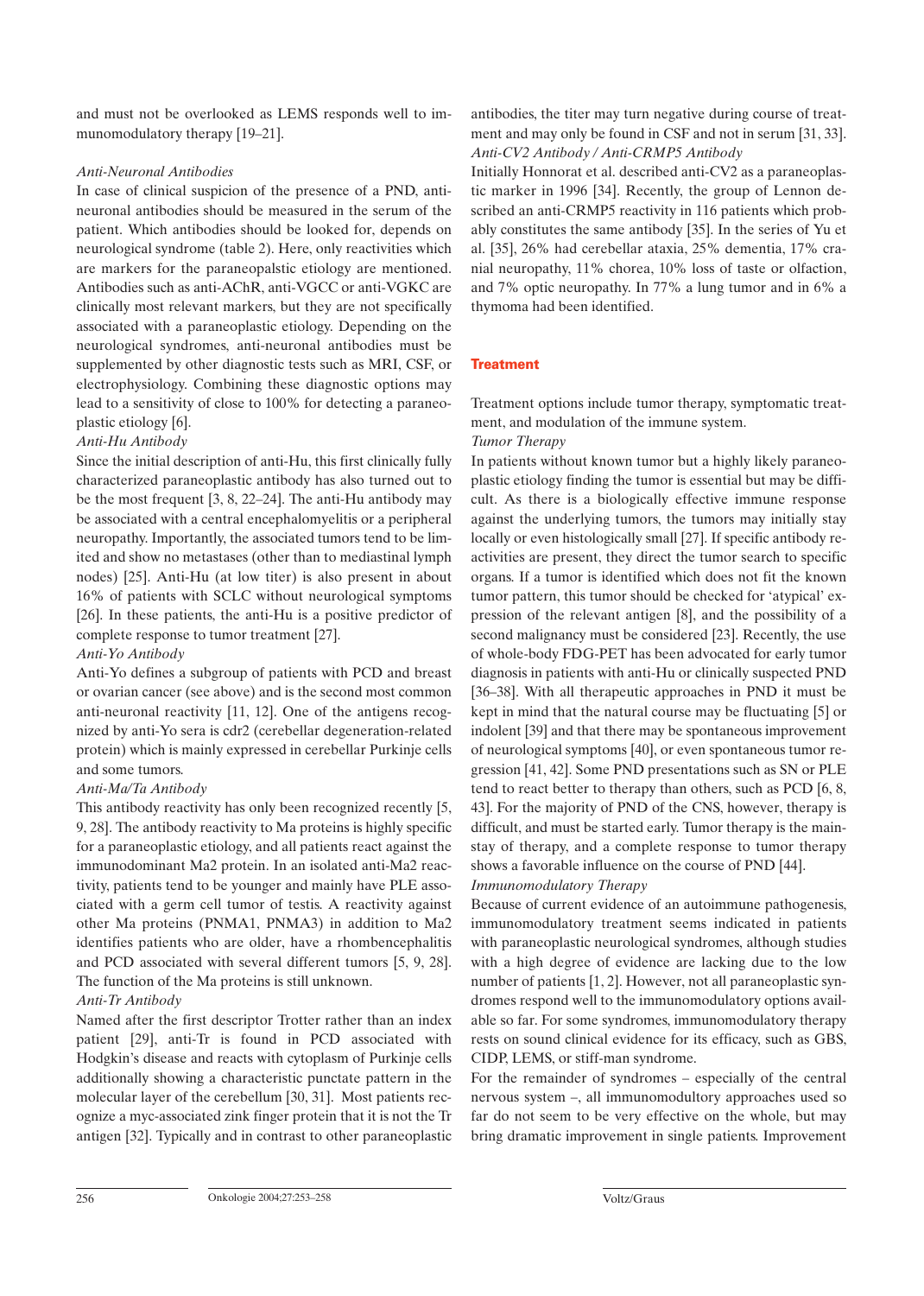and must not be overlooked as LEMS responds well to immunomodulatory therapy [19–21].

*Anti-Neuronal Antibodies*

In case of clinical suspicion of the presence of a PND, anti-neuronal antibodies should be measured in the serum of the patient. Which antibodies should be looked for, depends on neurological syndrome (table 2). Here, only reactivities which are markers for the paraneopalstic etiology are mentioned. Antibodies such as anti-AChR, anti-VGCC or anti-VGKC are clinically most relevant markers, but they are not specifically associated with a paraneoplastic etiology. Depending on the neurological syndromes, anti-neuronal antibodies must be supplemented by other diagnostic tests such as MRI, CSF, or electrophysiology. Combining these diagnostic options may lead to a sensitivity of close to 100% for detecting a paraneoplastic etiology [6].

*Anti-Hu Antibody*

Since the initial description of anti-Hu, this first clinically fully characterized paraneoplastic antibody has also turned out to be the most frequent [3, 8, 22–24]. The anti-Hu antibody may be associated with a central encephalomyelitis or a peripheral neuropathy. Importantly, the associated tumors tend to be limited and show no metastases (other than to mediastinal lymph nodes) [25]. Anti-Hu (at low titer) is also present in about 16% of patients with SCLC without neurological symptoms [26]. In these patients, the anti-Hu is a positive predictor of complete response to tumor treatment [27].

*Anti-Yo Antibody*

Anti-Yo defines a subgroup of patients with PCD and breast or ovarian cancer (see above) and is the second most common anti-neuronal reactivity [11, 12]. One of the antigens recognized by anti-Yo sera is cdr2 (cerebellar degeneration-related protein) which is mainly expressed in cerebellar Purkinje cells and some tumors.

*Anti-Ma/Ta Antibody*

This antibody reactivity has only been recognized recently [5, 9, 28]. The antibody reactivity to Ma proteins is highly specific for a paraneoplastic etiology, and all patients react against the immunodominant Ma2 protein. In an isolated anti-Ma2 reactivity, patients tend to be younger and mainly have PLE associated with a germ cell tumor of testis. A reactivity against other Ma proteins (PNMA1, PNMA3) in addition to Ma2 identifies patients who are older, have a rhombencephalitis and PCD associated with several different tumors [5, 9, 28]. The function of the Ma proteins is still unknown.

*Anti-Tr Antibody*

Named after the first descriptor Trotter rather than an index patient [29], anti-Tr is found in PCD associated with Hodgkin's disease and reacts with cytoplasm of Purkinje cells additionally showing a characteristic punctate pattern in the molecular layer of the cerebellum [30, 31]. Most patients recognize a myc-associated zink finger protein that it is not the Tr antigen [32]. Typically and in contrast to other paraneoplastic antibodies, the titer may turn negative during course of treatment and may only be found in CSF and not in serum [31, 33].

*Anti-CV2 Antibody / Anti-CRMP5 Antibody*

Initially Honnorat et al. described anti-CV2 as a paraneoplastic marker in 1996 [34]. Recently, the group of Lennon described an anti-CRMP5 reactivity in 116 patients which probably constitutes the same antibody [35]. In the series of Yu et al. [35], 26% had cerebellar ataxia, 25% dementia, 17% cranial neuropathy, 11% chorea, 10% loss of taste or olfaction, and 7% optic neuropathy. In 77% a lung tumor and in 6% a thymoma had been identified.

## Treatment

Treatment options include tumor therapy, symptomatic treatment, and modulation of the immune system.

*Tumor Therapy*

In patients without known tumor but a highly likely paraneoplastic etiology finding the tumor is essential but may be difficult. As there is a biologically effective immune response against the underlying tumors, the tumors may initially stay locally or even histologically small [27]. If specific antibody reactivities are present, they direct the tumor search to specific organs. If a tumor is identified which does not fit the known tumor pattern, this tumor should be checked for 'atypical' expression of the relevant antigen [8], and the possibility of a second malignancy must be considered [23]. Recently, the use of whole-body FDG-PET has been advocated for early tumor diagnosis in patients with anti-Hu or clinically suspected PND [36–38]. With all therapeutic approaches in PND it must be kept in mind that the natural course may be fluctuating [5] or indolent [39] and that there may be spontaneous improvement of neurological symptoms [40], or even spontaneous tumor regression [41, 42]. Some PND presentations such as SN or PLE tend to react better to therapy than others, such as PCD [6, 8, 43]. For the majority of PND of the CNS, however, therapy is difficult, and must be started early. Tumor therapy is the mainstay of therapy, and a complete response to tumor therapy shows a favorable influence on the course of PND [44].

*Immunomodulatory Therapy*

Because of current evidence of an autoimmune pathogenesis, immunomodulatory treatment seems indicated in patients with paraneoplastic neurological syndromes, although studies with a high degree of evidence are lacking due to the low number of patients [1, 2]. However, not all paraneoplastic syndromes respond well to the immunomodulatory options available so far. For some syndromes, immunomodulatory therapy rests on sound clinical evidence for its efficacy, such as GBS, CIDP, LEMS, or stiff-man syndrome.

For the remainder of syndromes – especially of the central nervous system –, all immunomodultory approaches used so far do not seem to be very effective on the whole, but may bring dramatic improvement in single patients. Improvement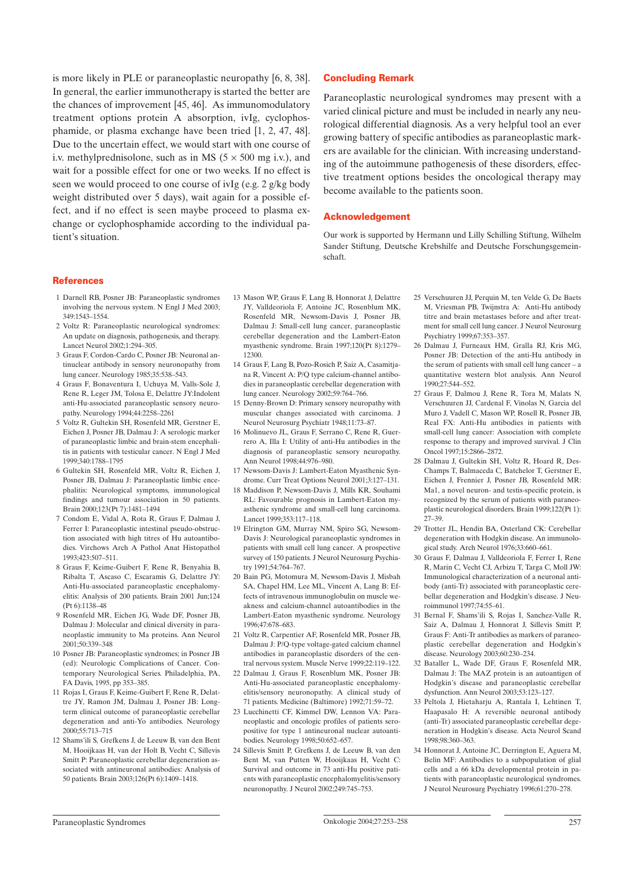is more likely in PLE or paraneoplastic neuropathy [6, 8, 38]. In general, the earlier immunotherapy is started the better are the chances of improvement [45, 46]. As immunomodulatory treatment options protein A absorption, ivIg, cyclophosphamide, or plasma exchange have been tried [1, 2, 47, 48]. Due to the uncertain effect, we would start with one course of i.v. methylprednisolone, such as in MS (5 × 500 mg i.v.), and wait for a possible effect for one or two weeks. If no effect is seen we would proceed to one course of ivIg (e.g. 2 g/kg body weight distributed over 5 days), wait again for a possible effect, and if no effect is seen maybe proceed to plasma exchange or cyclophosphamide according to the individual patient's situation.

## Concluding Remark

Paraneoplastic neurological syndromes may present with a varied clinical picture and must be included in nearly any neurological differential diagnosis. As a very helpful tool an ever growing battery of specific antibodies as paraneoplastic markers are available for the clinician. With increasing understanding of the autoimmune pathogenesis of these disorders, effective treatment options besides the oncological therapy may become available to the patients soon.

## Acknowledgement

Our work is supported by Hermann und Lilly Schilling Stiftung, Wilhelm Sander Stiftung, Deutsche Krebshilfe and Deutsche Forschungsgemeinschaft.

## References

1. Darnell RB, Posner JB: Paraneoplastic syndromes involving the nervous system. N Engl J Med 2003; 349:1543–1554.
2. Voltz R: Paraneoplastic neurological syndromes: An update on diagnosis, pathogenesis, and therapy. Lancet Neurol 2002;1:294–305.
3. Graus F, Cordon-Cardo C, Posner JB: Neuronal antinuclear antibody in sensory neuronopathy from lung cancer. Neurology 1985;35:538–543.
4. Graus F, Bonaventura I, Uchuya M, Valls-Sole J, Rene R, Leger JM, Tolosa E, Delattre JY: Indolent anti-Hu-associated paraneoplastic sensory neuropathy. Neurology 1994;44:2258–2261
5. Voltz R, Gultekin SH, Rosenfeld MR, Gerstner E, Eichen J, Posner JB, Dalmau J: A serologic marker of paraneoplastic limbic and brain-stem encephalitis in patients with testicular cancer. N Engl J Med 1999;340:1788–1795
6. Gultekin SH, Rosenfeld MR, Voltz R, Eichen J, Posner JB, Dalmau J: Paraneoplastic limbic encephalitis: Neurological symptoms, immunological findings and tumour association in 50 patients. Brain 2000;123(Pt 7):1481–1494
7. Condom E, Vidal A, Rota R, Graus F, Dalmau J, Ferrer I: Paraneoplastic intestinal pseudo-obstruction associated with high titres of Hu autoantibodies. Virchows Arch A Pathol Anat Histopathol 1993;423:507–511.
8. Graus F, Keime-Guibert F, Rene R, Benyahia B, Ribalta T, Ascaso C, Escaramis G, Delattre JY: Anti-Hu-associated paraneoplastic encephalomyelitis: Analysis of 200 patients. Brain 2001 Jun;124 (Pt 6):1138–48
9. Rosenfeld MR, Eichen JG, Wade DF, Posner JB, Dalmau J: Molecular and clinical diversity in paraneoplastic immunity to Ma proteins. Ann Neurol 2001;50:339–348
10. Posner JB: Paraneoplastic syndromes; in Posner JB (ed): Neurologic Complications of Cancer. Contemporary Neurological Series. Philadelphia, PA, FA Davis, 1995, pp 353–385.
11. Rojas I, Graus F, Keime-Guibert F, Rene R, Delattre JY, Ramon JM, Dalmau J, Posner JB: Long-term clinical outcome of paraneoplastic cerebellar degeneration and anti-Yo antibodies. Neurology 2000;55:713–715
12. Shams'ili S, Grefkens J, de Leeuw B, van den Bent M, Hooijkaas H, van der Holt B, Vecht C, Sillevis Smitt P: Paraneoplastic cerebellar degeneration associated with antineuronal antibodies: Analysis of 50 patients. Brain 2003;126(Pt 6):1409–1418.
13. Mason WP, Graus F, Lang B, Honnorat J, Delattre JY, Valldeoriola F, Antoine JC, Rosenblum MK, Rosenfeld MR, Newsom-Davis J, Posner JB, Dalmau J: Small-cell lung cancer, paraneoplastic cerebellar degeneration and the Lambert-Eaton myasthenic syndrome. Brain 1997;120(Pt 8):1279–12300.
14. Graus F, Lang B, Pozo-Rosich P, Saiz A, Casamitjana R, Vincent A: P/Q type calcium-channel antibodies in paraneoplastic cerebellar degeneration with lung cancer. Neurology 2002;59:764–766.
15. Denny-Brown D: Primary sensory neuropathy with muscular changes associated with carcinoma. J Neurol Neurosurg Psychiatr 1948;11:73–87.
16. Molinuevo JL, Graus F, Serrano C, Rene R, Guerrero A, Illa I: Utility of anti-Hu antibodies in the diagnosis of paraneoplastic sensory neuropathy. Ann Neurol 1998;44:976–980.
17. Newsom-Davis J: Lambert-Eaton Myasthenic Syndrome. Curr Treat Options Neurol 2001;3:127–131.
18. Maddison P, Newsom-Davis J, Mills KR, Souhami RL: Favourable prognosis in Lambert-Eaton myasthenic syndrome and small-cell lung carcinoma. Lancet 1999;353:117–118.
19. Elrington GM, Murray NM, Spiro SG, Newsom-Davis J: Neurological paraneoplastic syndromes in patients with small cell lung cancer. A prospective survey of 150 patients. J Neurol Neurosurg Psychiatry 1991;54:764–767.
20. Bain PG, Motomura M, Newsom-Davis J, Misbah SA, Chapel HM, Lee ML, Vincent A, Lang B: Effects of intravenous immunoglobulin on muscle weakness and calcium-channel autoantibodies in the Lambert-Eaton myasthenic syndrome. Neurology 1996;47:678–683.
21. Voltz R, Carpentier AF, Rosenfeld MR, Posner JB, Dalmau J: P/Q-type voltage-gated calcium channel antibodies in paraneoplastic disorders of the central nervous system. Muscle Nerve 1999;22:119–122.
22. Dalmau J, Graus F, Rosenblum MK, Posner JB: Anti-Hu-associated paraneoplastic encephalomyelitis/sensory neuronopathy. A clinical study of 71 patients. Medicine (Baltimore) 1992;71:59–72.
23. Lucchinetti CF, Kimmel DW, Lennon VA: Paraneoplastic and oncologic profiles of patients seropositive for type 1 antineuronal nuclear autoantibodies. Neurology 1998;50:652–657.
24. Sillevis Smitt P, Grefkens J, de Leeuw B, van den Bent M, van Putten W, Hooijkaas H, Vecht C: Survival and outcome in 73 anti-Hu positive patients with paraneoplastic encephalomyelitis/sensory neuronopathy. J Neurol 2002;249:745–753.
25. Verschuuren JJ, Perquin M, ten Velde G, De Baets M, Vriesman PB, Twijnstra A: Anti-Hu antibody titre and brain metastases before and after treatment for small cell lung cancer. J Neurol Neurosurg Psychiatry 1999;67:353–357.
26. Dalmau J, Furneaux HM, Gralla RJ, Kris MG, Posner JB: Detection of the anti-Hu antibody in the serum of patients with small cell lung cancer – a quantitative western blot analysis. Ann Neurol 1990;27:544–552.
27. Graus F, Dalmou J, Rene R, Tora M, Malats N, Verschuuren JJ, Cardenal F, Vinolas N, Garcia del Muro J, Vadell C, Mason WP, Rosell R, Posner JB, Real FX: Anti-Hu antibodies in patients with small-cell lung cancer: Association with complete response to therapy and improved survival. J Clin Oncol 1997;15:2866–2872.
28. Dalmau J, Gultekin SH, Voltz R, Hoard R, DesChamps T, Balmaceda C, Batchelor T, Gerstner E, Eichen J, Frennier J, Posner JB, Rosenfeld MR: Ma1, a novel neuron- and testis-specific protein, is recognized by the serum of patients with paraneoplastic neurological disorders. Brain 1999;122(Pt 1): 27–39.
29. Trotter JL, Hendin BA, Osterland CK: Cerebellar degeneration with Hodgkin disease. An immunological study. Arch Neurol 1976;33:660–661.
30. Graus F, Dalmau J, Valldeoriola F, Ferrer I, Rene R, Marin C, Vecht CJ, Arbizu T, Targa C, Moll JW: Immunological characterization of a neuronal antibody (anti-Tr) associated with paraneoplastic cerebellar degeneration and Hodgkin's disease. J Neuroimmunol 1997;74:55–61.
31. Bernal F, Shams'ili S, Rojas I, Sanchez-Valle R, Saiz A, Dalmau J, Honnorat J, Sillevis Smitt P, Graus F: Anti-Tr antibodies as markers of paraneoplastic cerebellar degeneration and Hodgkin's disease. Neurology 2003;60:230–234.
32. Bataller L, Wade DF, Graus F, Rosenfeld MR, Dalmau J: The MAZ protein is an autoantigen of Hodgkin's disease and paraneoplastic cerebellar dysfunction. Ann Neurol 2003;53:123–127.
33. Peltola J, Hietaharju A, Rantala I, Lehtinen T, Haapasalo H: A reversible neuronal antibody (anti-Tr) associated paraneoplastic cerebellar degeneration in Hodgkin's disease. Acta Neurol Scand 1998;98:360–363.
34. Honnorat J, Antoine JC, Derrington E, Aguera M, Belin MF: Antibodies to a subpopulation of glial cells and a 66 kDa developmental protein in patients with paraneoplastic neurological syndromes. J Neurol Neurosurg Psychiatry 1996;61:270–278.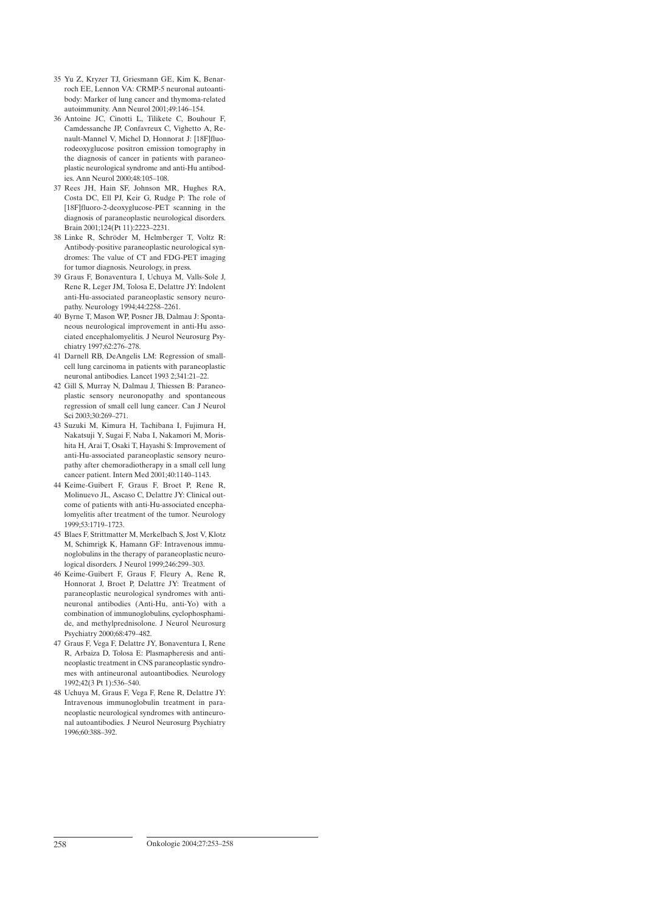35 Yu Z, Kryzer TJ, Griesmann GE, Kim K, Benarroch EE, Lennon VA: CRMP-5 neuronal autoantibody: Marker of lung cancer and thymoma-related autoimmunity. Ann Neurol 2001;49:146–154.

36 Antoine JC, Cinotti L, Tilikete C, Bouhour F, Camdessanche JP, Confavreux C, Vighetto A, Renault-Mannel V, Michel D, Honnorat J: [18F]fluorodeoxyglucose positron emission tomography in the diagnosis of cancer in patients with paraneoplastic neurological syndrome and anti-Hu antibodies. Ann Neurol 2000;48:105–108.

37 Rees JH, Hain SF, Johnson MR, Hughes RA, Costa DC, Ell PJ, Keir G, Rudge P: The role of [18F]fluoro-2-deoxyglucose-PET scanning in the diagnosis of paraneoplastic neurological disorders. Brain 2001;124(Pt 11):2223–2231.

38 Linke R, Schröder M, Helmberger T, Voltz R: Antibody-positive paraneoplastic neurological syndromes: The value of CT and FDG-PET imaging for tumor diagnosis. Neurology, in press.

39 Graus F, Bonaventura I, Uchuya M, Valls-Sole J, Rene R, Leger JM, Tolosa E, Delattre JY: Indolent anti-Hu-associated paraneoplastic sensory neuropathy. Neurology 1994;44:2258–2261.

40 Byrne T, Mason WP, Posner JB, Dalmau J: Spontaneous neurological improvement in anti-Hu associated encephalomyelitis. J Neurol Neurosurg Psychiatry 1997;62:276–278.

41 Darnell RB, DeAngelis LM: Regression of small-cell lung carcinoma in patients with paraneoplastic neuronal antibodies. Lancet 1993 2;341:21–22.

42 Gill S, Murray N, Dalmau J, Thiessen B: Paraneoplastic sensory neuronopathy and spontaneous regression of small cell lung cancer. Can J Neurol Sci 2003;30:269–271.

43 Suzuki M, Kimura H, Tachibana I, Fujimura H, Nakatsuji Y, Sugai F, Naba I, Nakamori M, Morishita H, Arai T, Osaki T, Hayashi S: Improvement of anti-Hu-associated paraneoplastic sensory neuropathy after chemoradiotherapy in a small cell lung cancer patient. Intern Med 2001;40:1140–1143.

44 Keime-Guibert F, Graus F, Broet P, Rene R, Molinuevo JL, Ascaso C, Delattre JY: Clinical outcome of patients with anti-Hu-associated encephalomyelitis after treatment of the tumor. Neurology 1999;53:1719–1723.

45 Blaes F, Strittmatter M, Merkelbach S, Jost V, Klotz M, Schimrigk K, Hamann GF: Intravenous immunoglobulins in the therapy of paraneoplastic neurological disorders. J Neurol 1999;246:299–303.

46 Keime-Guibert F, Graus F, Fleury A, Rene R, Honnorat J, Broet P, Delattre JY: Treatment of paraneoplastic neurological syndromes with antineuronal antibodies (Anti-Hu, anti-Yo) with a combination of immunoglobulins, cyclophosphamide, and methylprednisolone. J Neurol Neurosurg Psychiatry 2000;68:479–482.

47 Graus F, Vega F, Delattre JY, Bonaventura I, Rene R, Arbaiza D, Tolosa E: Plasmapheresis and antineoplastic treatment in CNS paraneoplastic syndromes with antineuronal autoantibodies. Neurology 1992;42(3 Pt 1):536–540.

48 Uchuya M, Graus F, Vega F, Rene R, Delattre JY: Intravenous immunoglobulin treatment in paraneoplastic neurological syndromes with antineuronal autoantibodies. J Neurol Neurosurg Psychiatry 1996;60:388–392.